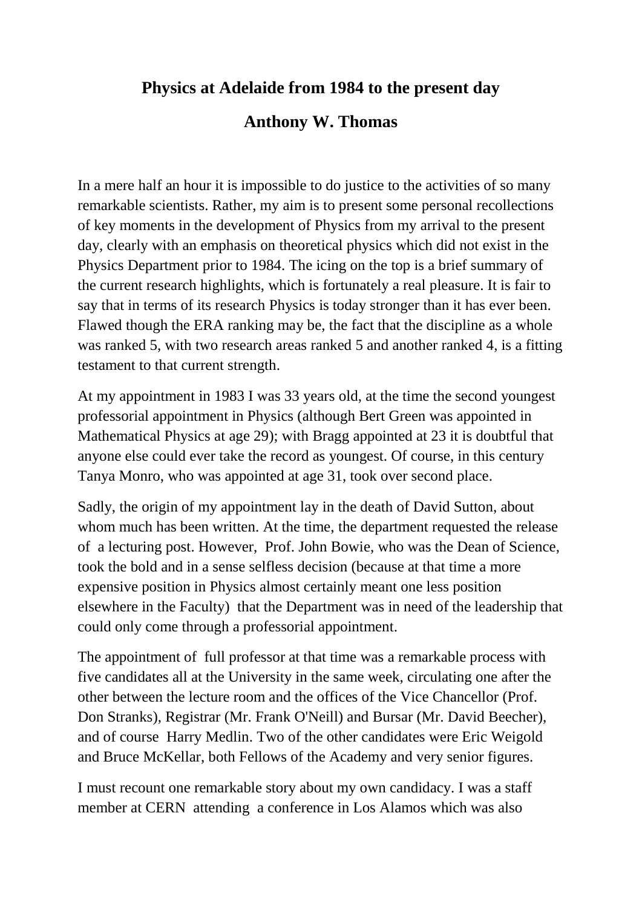# Physics at Adelaide from 1984 to the present day

## Anthony W. Thomas

In a mere half an hour it is impossible to do justice to the activities of so many remarkable scientists. Rather, my aim is to present some personal recollections of key moments in the development of Physics from my arrival to the present day, clearly with an emphasis on theoretical physics which did not exist in the Physics Department prior to 1984. The icing on the top is a brief summary of the current research highlights, which is fortunately a real pleasure. It is fair to say that in terms of its research Physics is today stronger than it has ever been. Flawed though the ERA ranking may be, the fact that the discipline as a whole was ranked 5, with two research areas ranked 5 and another ranked 4, is a fitting testament to that current strength.

At my appointment in 1983 I was 33 years old, at the time the second youngest professorial appointment in Physics (although Bert Green was appointed in Mathematical Physics at age 29); with Bragg appointed at 23 it is doubtful that anyone else could ever take the record as youngest. Of course, in this century Tanya Monro, who was appointed at age 31, took over second place.

Sadly, the origin of my appointment lay in the death of David Sutton, about whom much has been written. At the time, the department requested the release of a lecturing post. However, Prof. John Bowie, who was the Dean of Science, took the bold and in a sense selfless decision (because at that time a more expensive position in Physics almost certainly meant one less position elsewhere in the Faculty) that the Department was in need of the leadership that could only come through a professorial appointment.

The appointment of full professor at that time was a remarkable process with five candidates all at the University in the same week, circulating one after the other between the lecture room and the offices of the Vice Chancellor (Prof. Don Stranks), Registrar (Mr. Frank O'Neill) and Bursar (Mr. David Beecher), and of course Harry Medlin. Two of the other candidates were Eric Weigold and Bruce McKellar, both Fellows of the Academy and very senior figures.

I must recount one remarkable story about my own candidacy. I was a staff member at CERN attending a conference in Los Alamos which was also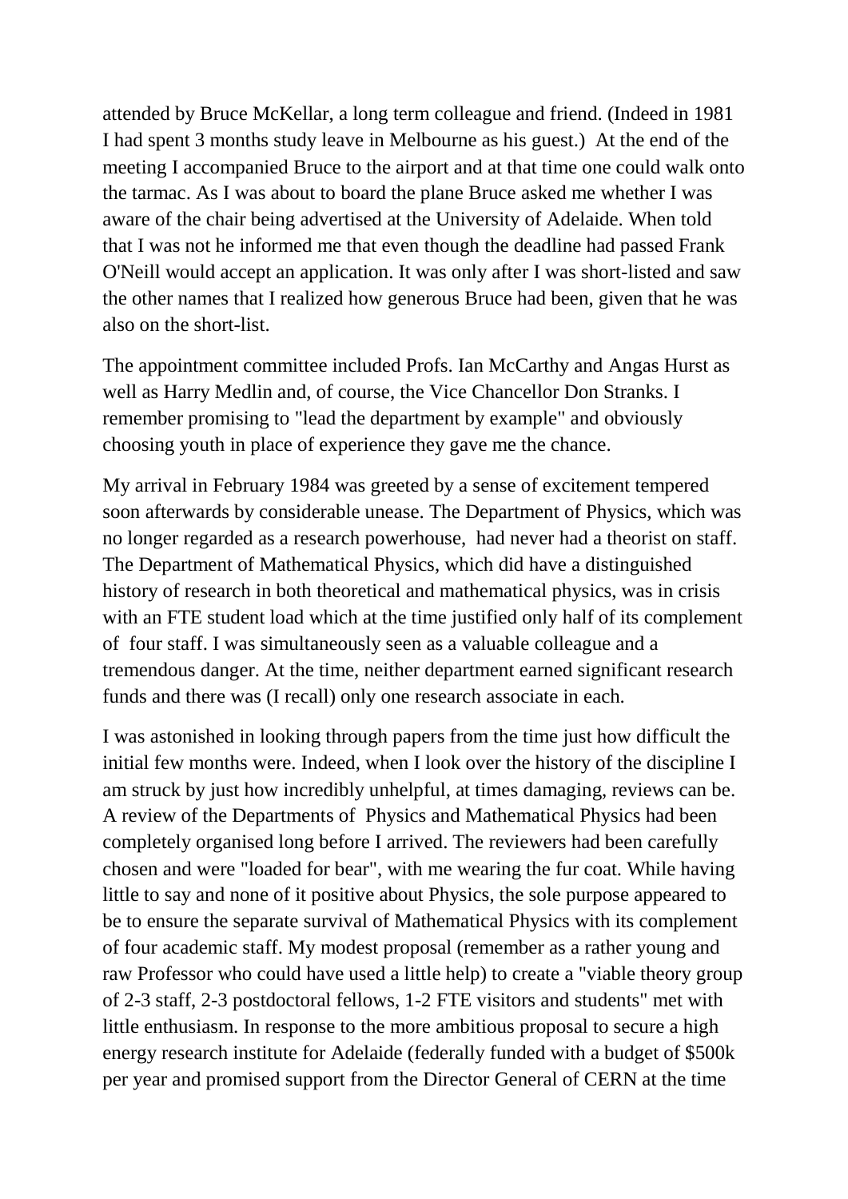attended by Bruce McKellar, a long term colleague and friend. (Indeed in 1981 I had spent 3 months study leave in Melbourne as his guest.) At the end of the meeting I accompanied Bruce to the airport and at that time one could walk onto the tarmac. As I was about to board the plane Bruce asked me whether I was aware of the chair being advertised at the University of Adelaide. When told that I was not he informed me that even though the deadline had passed Frank O'Neill would accept an application. It was only after I was short-listed and saw the other names that I realized how generous Bruce had been, given that he was also on the short-list.

The appointment committee included Profs. Ian McCarthy and Angas Hurst as well as Harry Medlin and, of course, the Vice Chancellor Don Stranks. I remember promising to "lead the department by example" and obviously choosing youth in place of experience they gave me the chance.

My arrival in February 1984 was greeted by a sense of excitement tempered soon afterwards by considerable unease. The Department of Physics, which was no longer regarded as a research powerhouse, had never had a theorist on staff. The Department of Mathematical Physics, which did have a distinguished history of research in both theoretical and mathematical physics, was in crisis with an FTE student load which at the time justified only half of its complement of four staff. I was simultaneously seen as a valuable colleague and a tremendous danger. At the time, neither department earned significant research funds and there was (I recall) only one research associate in each.

I was astonished in looking through papers from the time just how difficult the initial few months were. Indeed, when I look over the history of the discipline I am struck by just how incredibly unhelpful, at times damaging, reviews can be. A review of the Departments of Physics and Mathematical Physics had been completely organised long before I arrived. The reviewers had been carefully chosen and were "loaded for bear", with me wearing the fur coat. While having little to say and none of it positive about Physics, the sole purpose appeared to be to ensure the separate survival of Mathematical Physics with its complement of four academic staff. My modest proposal (remember as a rather young and raw Professor who could have used a little help) to create a "viable theory group of 2-3 staff, 2-3 postdoctoral fellows, 1-2 FTE visitors and students" met with little enthusiasm. In response to the more ambitious proposal to secure a high energy research institute for Adelaide (federally funded with a budget of $500k per year and promised support from the Director General of CERN at the time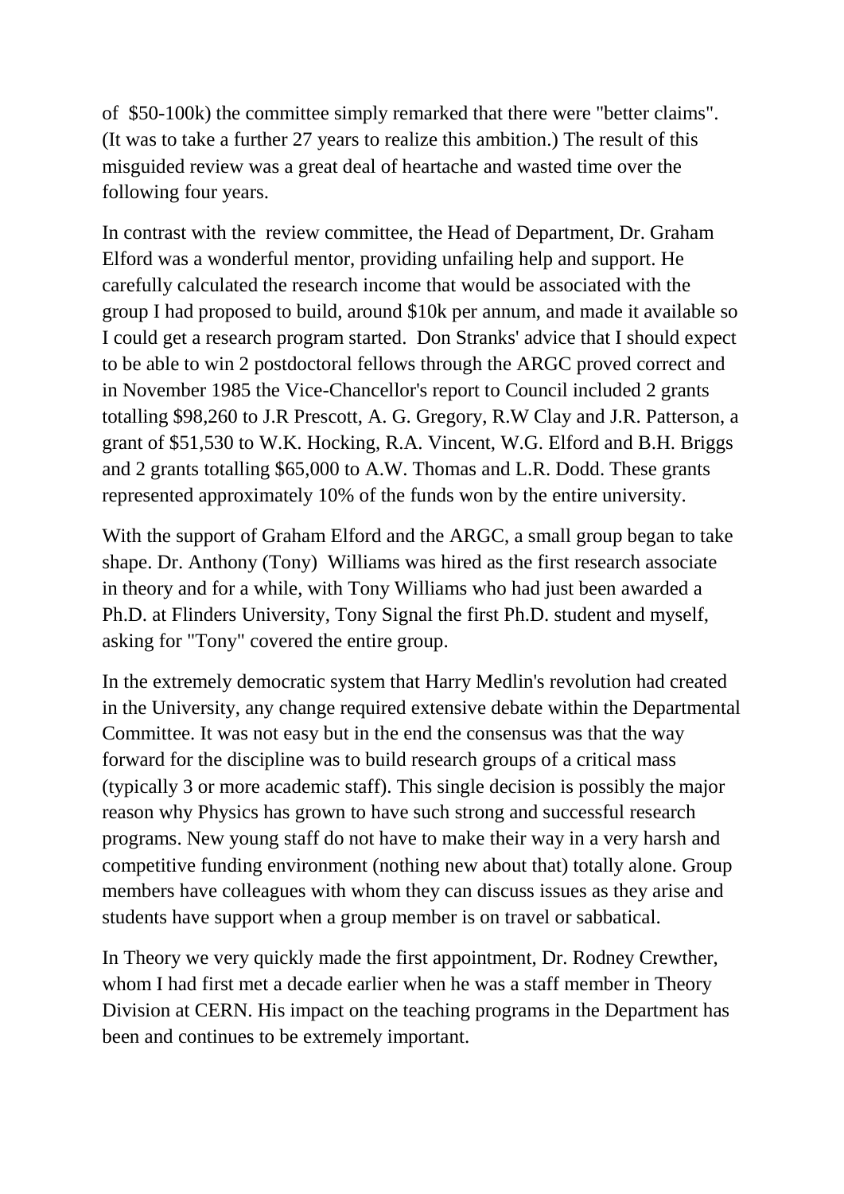of $50-100k) the committee simply remarked that there were "better claims". (It was to take a further 27 years to realize this ambition.) The result of this misguided review was a great deal of heartache and wasted time over the following four years.

In contrast with the review committee, the Head of Department, Dr. Graham Elford was a wonderful mentor, providing unfailing help and support. He carefully calculated the research income that would be associated with the group I had proposed to build, around $10k per annum, and made it available so I could get a research program started. Don Stranks' advice that I should expect to be able to win 2 postdoctoral fellows through the ARGC proved correct and in November 1985 the Vice-Chancellor's report to Council included 2 grants totalling $98,260 to J.R Prescott, A. G. Gregory, R.W Clay and J.R. Patterson, a grant of $51,530 to W.K. Hocking, R.A. Vincent, W.G. Elford and B.H. Briggs and 2 grants totalling $65,000 to A.W. Thomas and L.R. Dodd. These grants represented approximately 10% of the funds won by the entire university.

With the support of Graham Elford and the ARGC, a small group began to take shape. Dr. Anthony (Tony) Williams was hired as the first research associate in theory and for a while, with Tony Williams who had just been awarded a Ph.D. at Flinders University, Tony Signal the first Ph.D. student and myself, asking for "Tony" covered the entire group.

In the extremely democratic system that Harry Medlin's revolution had created in the University, any change required extensive debate within the Departmental Committee. It was not easy but in the end the consensus was that the way forward for the discipline was to build research groups of a critical mass (typically 3 or more academic staff). This single decision is possibly the major reason why Physics has grown to have such strong and successful research programs. New young staff do not have to make their way in a very harsh and competitive funding environment (nothing new about that) totally alone. Group members have colleagues with whom they can discuss issues as they arise and students have support when a group member is on travel or sabbatical.

In Theory we very quickly made the first appointment, Dr. Rodney Crewther, whom I had first met a decade earlier when he was a staff member in Theory Division at CERN. His impact on the teaching programs in the Department has been and continues to be extremely important.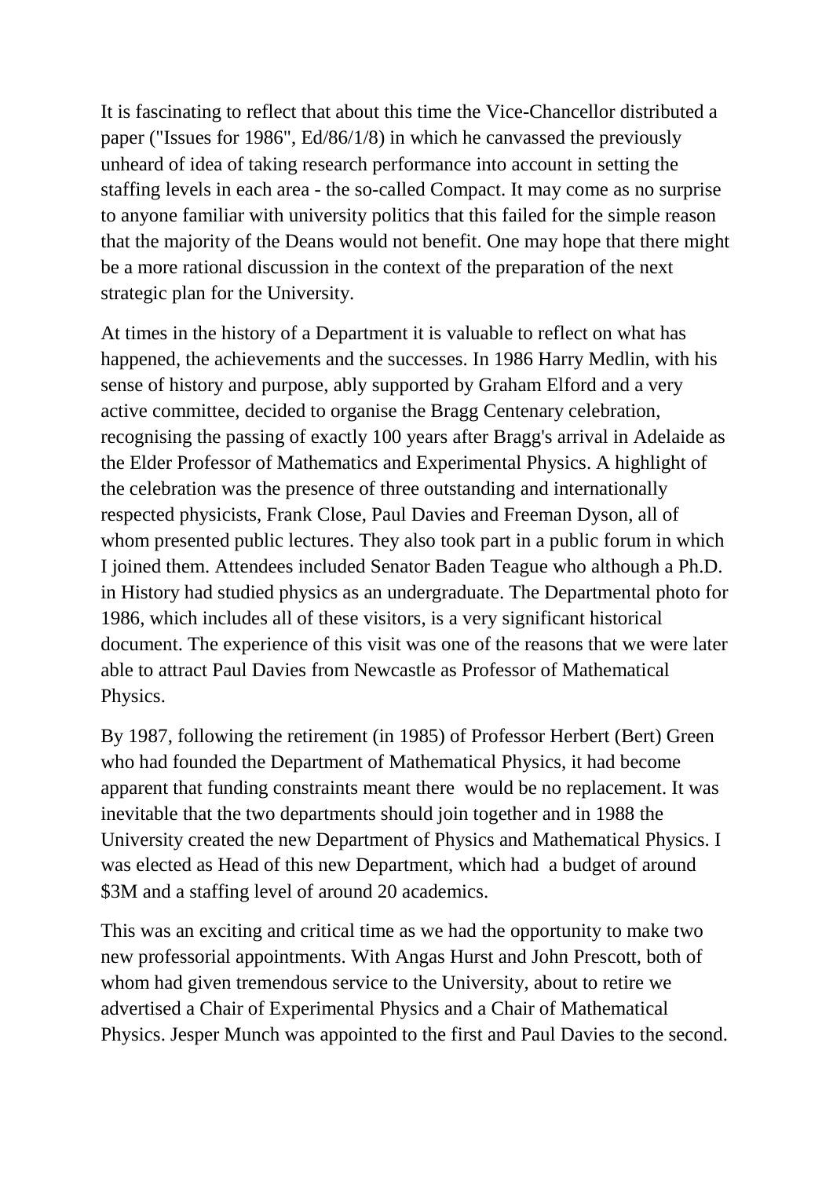It is fascinating to reflect that about this time the Vice-Chancellor distributed a paper ("Issues for 1986", Ed/86/1/8) in which he canvassed the previously unheard of idea of taking research performance into account in setting the staffing levels in each area - the so-called Compact. It may come as no surprise to anyone familiar with university politics that this failed for the simple reason that the majority of the Deans would not benefit. One may hope that there might be a more rational discussion in the context of the preparation of the next strategic plan for the University.

At times in the history of a Department it is valuable to reflect on what has happened, the achievements and the successes. In 1986 Harry Medlin, with his sense of history and purpose, ably supported by Graham Elford and a very active committee, decided to organise the Bragg Centenary celebration, recognising the passing of exactly 100 years after Bragg's arrival in Adelaide as the Elder Professor of Mathematics and Experimental Physics. A highlight of the celebration was the presence of three outstanding and internationally respected physicists, Frank Close, Paul Davies and Freeman Dyson, all of whom presented public lectures. They also took part in a public forum in which I joined them. Attendees included Senator Baden Teague who although a Ph.D. in History had studied physics as an undergraduate. The Departmental photo for 1986, which includes all of these visitors, is a very significant historical document. The experience of this visit was one of the reasons that we were later able to attract Paul Davies from Newcastle as Professor of Mathematical Physics.

By 1987, following the retirement (in 1985) of Professor Herbert (Bert) Green who had founded the Department of Mathematical Physics, it had become apparent that funding constraints meant there would be no replacement. It was inevitable that the two departments should join together and in 1988 the University created the new Department of Physics and Mathematical Physics. I was elected as Head of this new Department, which had a budget of around \$3M and a staffing level of around 20 academics.

This was an exciting and critical time as we had the opportunity to make two new professorial appointments. With Angas Hurst and John Prescott, both of whom had given tremendous service to the University, about to retire we advertised a Chair of Experimental Physics and a Chair of Mathematical Physics. Jesper Munch was appointed to the first and Paul Davies to the second.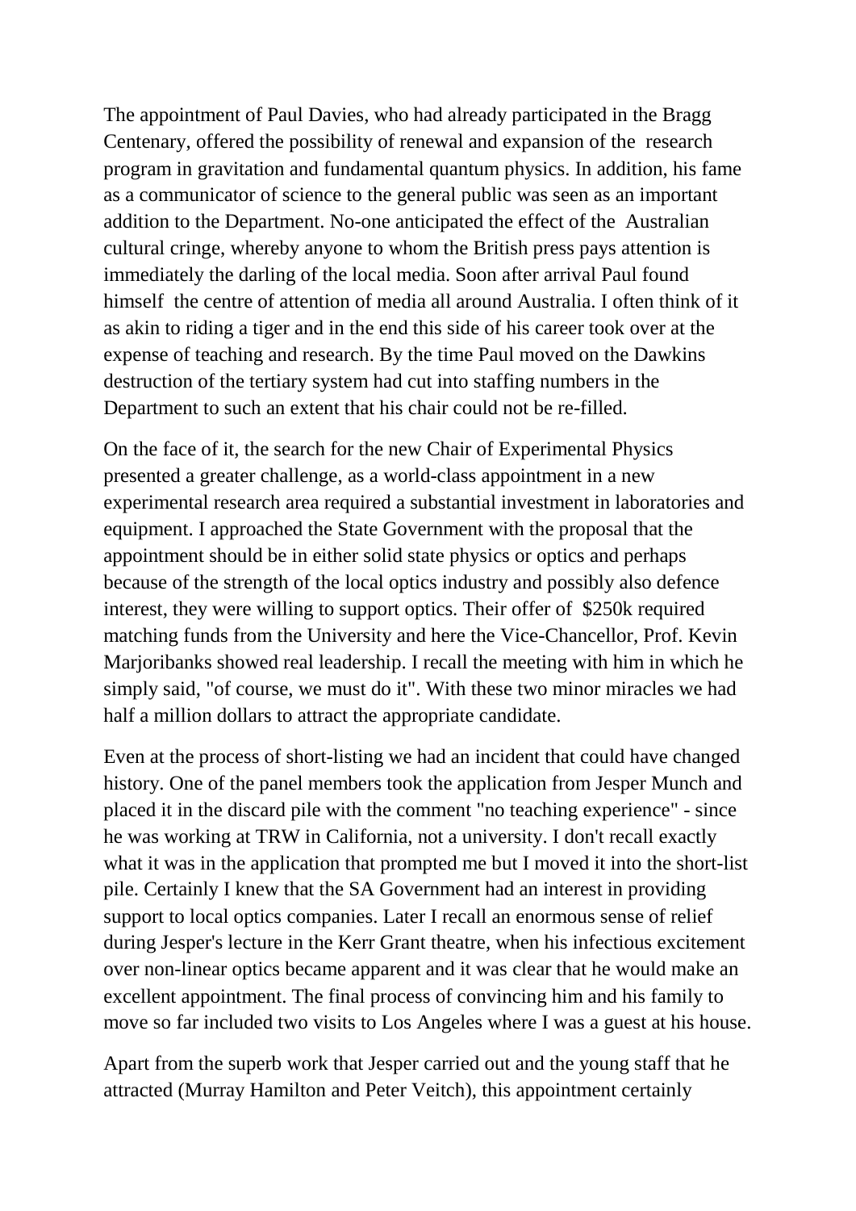The appointment of Paul Davies, who had already participated in the Bragg Centenary, offered the possibility of renewal and expansion of the research program in gravitation and fundamental quantum physics. In addition, his fame as a communicator of science to the general public was seen as an important addition to the Department. No-one anticipated the effect of the Australian cultural cringe, whereby anyone to whom the British press pays attention is immediately the darling of the local media. Soon after arrival Paul found himself the centre of attention of media all around Australia. I often think of it as akin to riding a tiger and in the end this side of his career took over at the expense of teaching and research. By the time Paul moved on the Dawkins destruction of the tertiary system had cut into staffing numbers in the Department to such an extent that his chair could not be re-filled.

On the face of it, the search for the new Chair of Experimental Physics presented a greater challenge, as a world-class appointment in a new experimental research area required a substantial investment in laboratories and equipment. I approached the State Government with the proposal that the appointment should be in either solid state physics or optics and perhaps because of the strength of the local optics industry and possibly also defence interest, they were willing to support optics. Their offer of $250k required matching funds from the University and here the Vice-Chancellor, Prof. Kevin Marjoribanks showed real leadership. I recall the meeting with him in which he simply said, "of course, we must do it". With these two minor miracles we had half a million dollars to attract the appropriate candidate.

Even at the process of short-listing we had an incident that could have changed history. One of the panel members took the application from Jesper Munch and placed it in the discard pile with the comment "no teaching experience" - since he was working at TRW in California, not a university. I don't recall exactly what it was in the application that prompted me but I moved it into the short-list pile. Certainly I knew that the SA Government had an interest in providing support to local optics companies. Later I recall an enormous sense of relief during Jesper's lecture in the Kerr Grant theatre, when his infectious excitement over non-linear optics became apparent and it was clear that he would make an excellent appointment. The final process of convincing him and his family to move so far included two visits to Los Angeles where I was a guest at his house.

Apart from the superb work that Jesper carried out and the young staff that he attracted (Murray Hamilton and Peter Veitch), this appointment certainly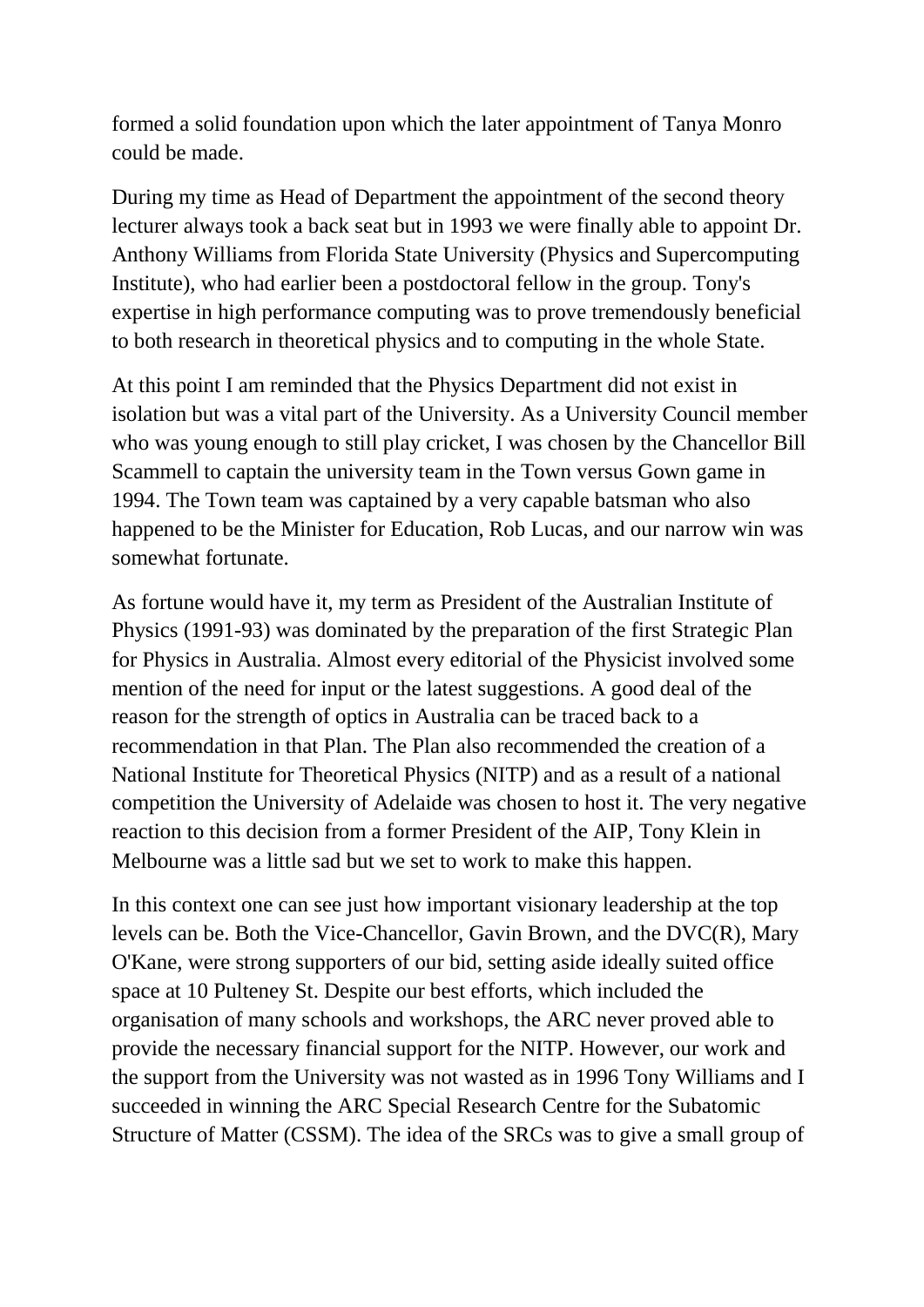formed a solid foundation upon which the later appointment of Tanya Monro could be made.

During my time as Head of Department the appointment of the second theory lecturer always took a back seat but in 1993 we were finally able to appoint Dr. Anthony Williams from Florida State University (Physics and Supercomputing Institute), who had earlier been a postdoctoral fellow in the group. Tony's expertise in high performance computing was to prove tremendously beneficial to both research in theoretical physics and to computing in the whole State.

At this point I am reminded that the Physics Department did not exist in isolation but was a vital part of the University. As a University Council member who was young enough to still play cricket, I was chosen by the Chancellor Bill Scammell to captain the university team in the Town versus Gown game in 1994. The Town team was captained by a very capable batsman who also happened to be the Minister for Education, Rob Lucas, and our narrow win was somewhat fortunate.

As fortune would have it, my term as President of the Australian Institute of Physics (1991-93) was dominated by the preparation of the first Strategic Plan for Physics in Australia. Almost every editorial of the Physicist involved some mention of the need for input or the latest suggestions. A good deal of the reason for the strength of optics in Australia can be traced back to a recommendation in that Plan. The Plan also recommended the creation of a National Institute for Theoretical Physics (NITP) and as a result of a national competition the University of Adelaide was chosen to host it. The very negative reaction to this decision from a former President of the AIP, Tony Klein in Melbourne was a little sad but we set to work to make this happen.

In this context one can see just how important visionary leadership at the top levels can be. Both the Vice-Chancellor, Gavin Brown, and the DVC(R), Mary O'Kane, were strong supporters of our bid, setting aside ideally suited office space at 10 Pulteney St. Despite our best efforts, which included the organisation of many schools and workshops, the ARC never proved able to provide the necessary financial support for the NITP. However, our work and the support from the University was not wasted as in 1996 Tony Williams and I succeeded in winning the ARC Special Research Centre for the Subatomic Structure of Matter (CSSM). The idea of the SRCs was to give a small group of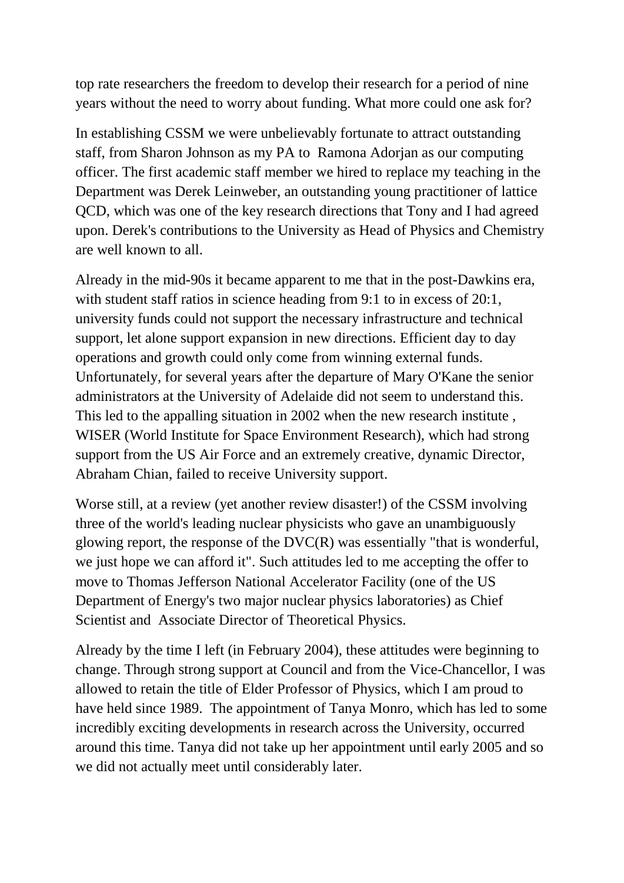top rate researchers the freedom to develop their research for a period of nine years without the need to worry about funding. What more could one ask for?

In establishing CSSM we were unbelievably fortunate to attract outstanding staff, from Sharon Johnson as my PA to Ramona Adorjan as our computing officer. The first academic staff member we hired to replace my teaching in the Department was Derek Leinweber, an outstanding young practitioner of lattice QCD, which was one of the key research directions that Tony and I had agreed upon. Derek's contributions to the University as Head of Physics and Chemistry are well known to all.

Already in the mid-90s it became apparent to me that in the post-Dawkins era, with student staff ratios in science heading from 9:1 to in excess of 20:1, university funds could not support the necessary infrastructure and technical support, let alone support expansion in new directions. Efficient day to day operations and growth could only come from winning external funds. Unfortunately, for several years after the departure of Mary O'Kane the senior administrators at the University of Adelaide did not seem to understand this. This led to the appalling situation in 2002 when the new research institute , WISER (World Institute for Space Environment Research), which had strong support from the US Air Force and an extremely creative, dynamic Director, Abraham Chian, failed to receive University support.

Worse still, at a review (yet another review disaster!) of the CSSM involving three of the world's leading nuclear physicists who gave an unambiguously glowing report, the response of the DVC(R) was essentially "that is wonderful, we just hope we can afford it". Such attitudes led to me accepting the offer to move to Thomas Jefferson National Accelerator Facility (one of the US Department of Energy's two major nuclear physics laboratories) as Chief Scientist and Associate Director of Theoretical Physics.

Already by the time I left (in February 2004), these attitudes were beginning to change. Through strong support at Council and from the Vice-Chancellor, I was allowed to retain the title of Elder Professor of Physics, which I am proud to have held since 1989. The appointment of Tanya Monro, which has led to some incredibly exciting developments in research across the University, occurred around this time. Tanya did not take up her appointment until early 2005 and so we did not actually meet until considerably later.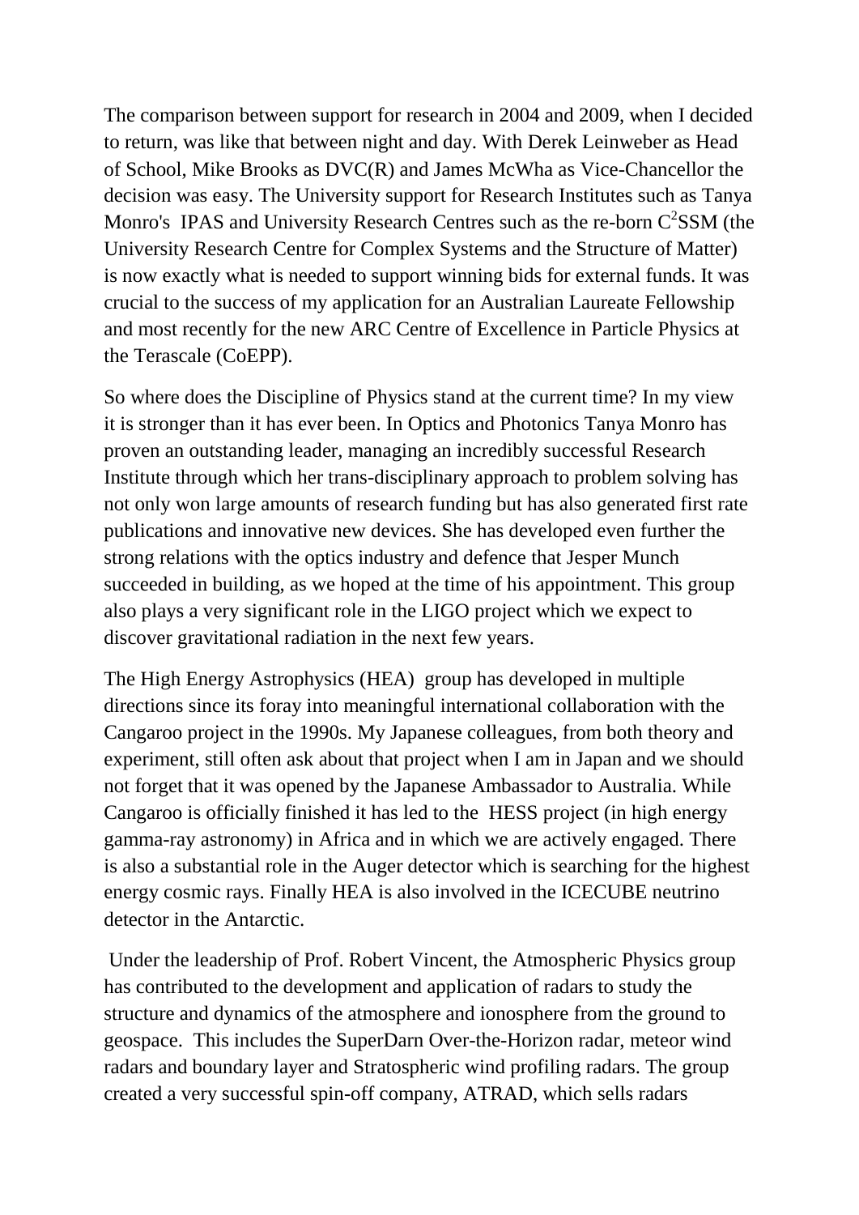The comparison between support for research in 2004 and 2009, when I decided to return, was like that between night and day. With Derek Leinweber as Head of School, Mike Brooks as DVC(R) and James McWha as Vice-Chancellor the decision was easy. The University support for Research Institutes such as Tanya Monro's IPAS and University Research Centres such as the re-born $C^2$SSM (the University Research Centre for Complex Systems and the Structure of Matter) is now exactly what is needed to support winning bids for external funds. It was crucial to the success of my application for an Australian Laureate Fellowship and most recently for the new ARC Centre of Excellence in Particle Physics at the Terascale (CoEPP).

So where does the Discipline of Physics stand at the current time? In my view it is stronger than it has ever been. In Optics and Photonics Tanya Monro has proven an outstanding leader, managing an incredibly successful Research Institute through which her trans-disciplinary approach to problem solving has not only won large amounts of research funding but has also generated first rate publications and innovative new devices. She has developed even further the strong relations with the optics industry and defence that Jesper Munch succeeded in building, as we hoped at the time of his appointment. This group also plays a very significant role in the LIGO project which we expect to discover gravitational radiation in the next few years.

The High Energy Astrophysics (HEA) group has developed in multiple directions since its foray into meaningful international collaboration with the Cangaroo project in the 1990s. My Japanese colleagues, from both theory and experiment, still often ask about that project when I am in Japan and we should not forget that it was opened by the Japanese Ambassador to Australia. While Cangaroo is officially finished it has led to the HESS project (in high energy gamma-ray astronomy) in Africa and in which we are actively engaged. There is also a substantial role in the Auger detector which is searching for the highest energy cosmic rays. Finally HEA is also involved in the ICECUBE neutrino detector in the Antarctic.

Under the leadership of Prof. Robert Vincent, the Atmospheric Physics group has contributed to the development and application of radars to study the structure and dynamics of the atmosphere and ionosphere from the ground to geospace. This includes the SuperDarn Over-the-Horizon radar, meteor wind radars and boundary layer and Stratospheric wind profiling radars. The group created a very successful spin-off company, ATRAD, which sells radars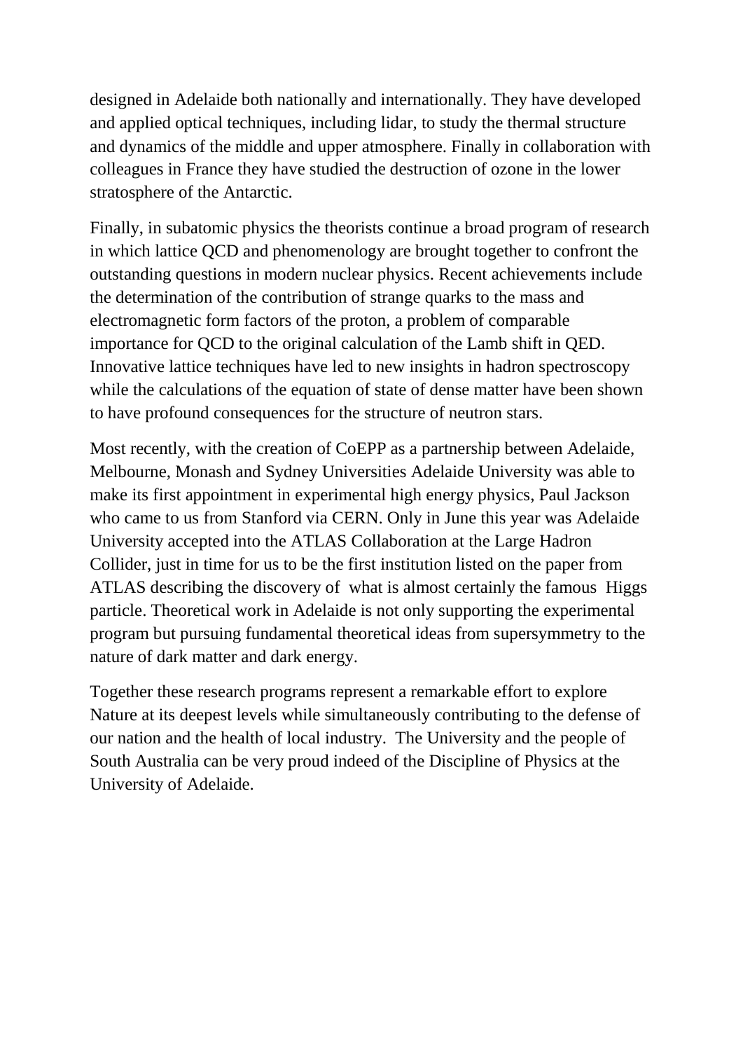designed in Adelaide both nationally and internationally. They have developed and applied optical techniques, including lidar, to study the thermal structure and dynamics of the middle and upper atmosphere. Finally in collaboration with colleagues in France they have studied the destruction of ozone in the lower stratosphere of the Antarctic.

Finally, in subatomic physics the theorists continue a broad program of research in which lattice QCD and phenomenology are brought together to confront the outstanding questions in modern nuclear physics. Recent achievements include the determination of the contribution of strange quarks to the mass and electromagnetic form factors of the proton, a problem of comparable importance for QCD to the original calculation of the Lamb shift in QED. Innovative lattice techniques have led to new insights in hadron spectroscopy while the calculations of the equation of state of dense matter have been shown to have profound consequences for the structure of neutron stars.

Most recently, with the creation of CoEPP as a partnership between Adelaide, Melbourne, Monash and Sydney Universities Adelaide University was able to make its first appointment in experimental high energy physics, Paul Jackson who came to us from Stanford via CERN. Only in June this year was Adelaide University accepted into the ATLAS Collaboration at the Large Hadron Collider, just in time for us to be the first institution listed on the paper from ATLAS describing the discovery of what is almost certainly the famous Higgs particle. Theoretical work in Adelaide is not only supporting the experimental program but pursuing fundamental theoretical ideas from supersymmetry to the nature of dark matter and dark energy.

Together these research programs represent a remarkable effort to explore Nature at its deepest levels while simultaneously contributing to the defense of our nation and the health of local industry. The University and the people of South Australia can be very proud indeed of the Discipline of Physics at the University of Adelaide.